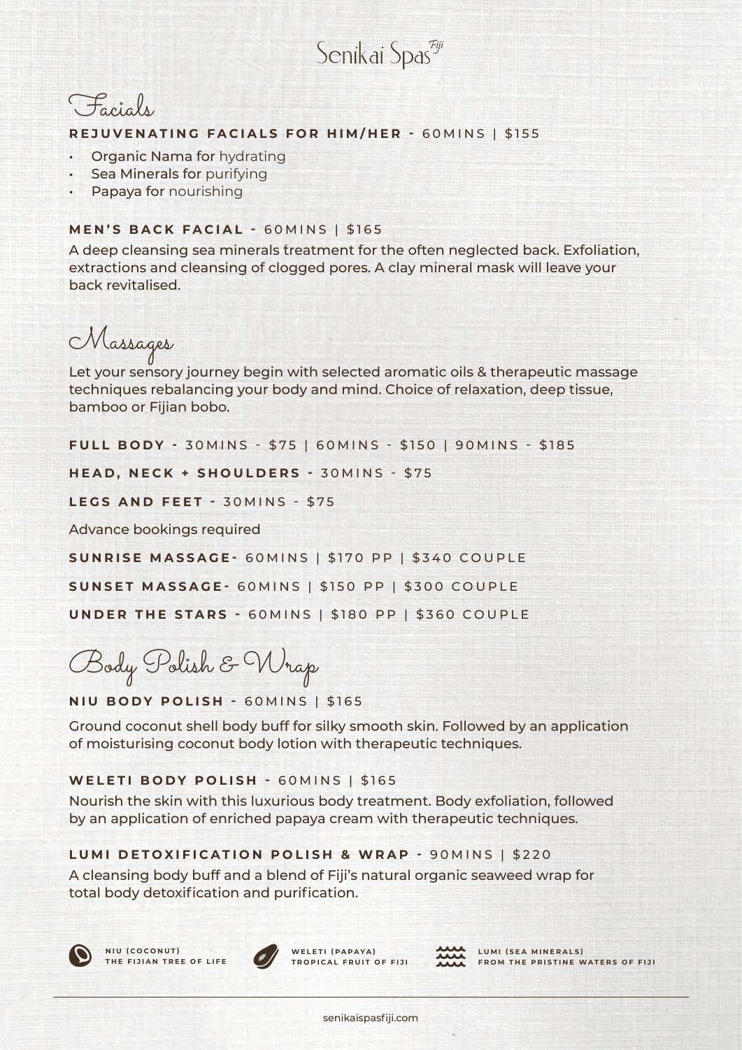# Senikai Spas Fiji

## Facials

**REJUVENATING FACIALS FOR HIM/HER -** 60MINS | $155

- **Organic Nama for** hydrating
- **Sea Minerals for** purifying
- **Papaya for** nourishing

**MEN'S BACK FACIAL -** 60MINS | $165

A deep cleansing sea minerals treatment for the often neglected back. Exfoliation, extractions and cleansing of clogged pores. A clay mineral mask will leave your back revitalised.

## Massages

Let your sensory journey begin with selected aromatic oils & therapeutic massage techniques rebalancing your body and mind. Choice of relaxation, deep tissue, bamboo or Fijian bobo.

**FULL BODY -** 30MINS - $75 | 60MINS - $150 | 90MINS - $185

**HEAD, NECK + SHOULDERS -** 30MINS - $75

**LEGS AND FEET -** 30MINS - $75

Advance bookings required

**SUNRISE MASSAGE-** 60MINS | $170 PP | $340 COUPLE

**SUNSET MASSAGE-** 60MINS | $150 PP | $300 COUPLE

**UNDER THE STARS -** 60MINS | $180 PP | $360 COUPLE

## Body Polish & Wrap

**NIU BODY POLISH -** 60MINS | $165

Ground coconut shell body buff for silky smooth skin. Followed by an application of moisturising coconut body lotion with therapeutic techniques.

**WELETI BODY POLISH -** 60MINS | $165

Nourish the skin with this luxurious body treatment. Body exfoliation, followed by an application of enriched papaya cream with therapeutic techniques.

**LUMI DETOXIFICATION POLISH & WRAP -** 90MINS | $220

A cleansing body buff and a blend of Fiji's natural organic seaweed wrap for total body detoxification and purification.

**NIU (COCONUT)** THE FIJIAN TREE OF LIFE

**WELETI (PAPAYA)** TROPICAL FRUIT OF FIJI

**LUMI (SEA MINERALS)** FROM THE PRISTINE WATERS OF FIJI

senikaispasfiji.com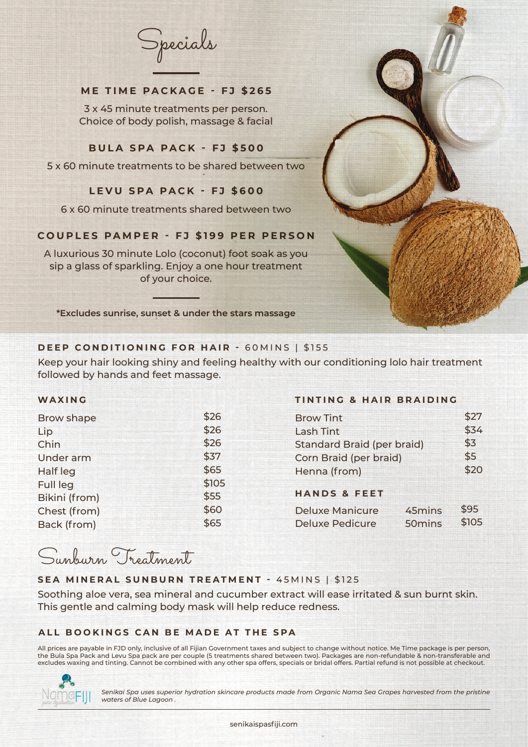# Specials

## ME TIME PACKAGE - FJ $265

3 x 45 minute treatments per person.
Choice of body polish, massage & facial

## BULA SPA PACK - FJ $500

5 x 60 minute treatments to be shared between two

## LEVU SPA PACK - FJ $600

6 x 60 minute treatments shared between two

## COUPLES PAMPER - FJ $199 PER PERSON

A luxurious 30 minute Lolo (coconut) foot soak as you sip a glass of sparkling. Enjoy a one hour treatment of your choice.

**\*Excludes sunrise, sunset & under the stars massage**

## DEEP CONDITIONING FOR HAIR - 60MINS | $155

Keep your hair looking shiny and feeling healthy with our conditioning lolo hair treatment followed by hands and feet massage.

### WAXING

| | |
|---|---|
| Brow shape | $26 |
| Lip | $26 |
| Chin | $26 |
| Under arm | $37 |
| Half leg | $65 |
| Full leg | $105 |
| Bikini (from) | $55 |
| Chest (from) | $60 |
| Back (from) | $65 |

### TINTING & HAIR BRAIDING

| | |
|---|---|
| Brow Tint | $27 |
| Lash Tint | $34 |
| Standard Braid (per braid) | $3 |
| Corn Braid (per braid) | $5 |
| Henna (from) | $20 |

### HANDS & FEET

| | | |
|---|---|---|
| Deluxe Manicure | 45mins | $95 |
| Deluxe Pedicure | 50mins | $105 |

# Sunburn Treatment

## SEA MINERAL SUNBURN TREATMENT - 45MINS | $125

Soothing aloe vera, sea mineral and cucumber extract will ease irritated & sun burnt skin. This gentle and calming body mask will help reduce redness.

## ALL BOOKINGS CAN BE MADE AT THE SPA

All prices are payable in FJD only, inclusive of all Fijian Government taxes and subject to change without notice. Me Time package is per person, the Bula Spa Pack and Levu Spa pack are per couple (5 treatments shared between two). Packages are non-refundable & non-transferable and excludes waxing and tinting. Cannot be combined with any other spa offers, specials or bridal offers. Partial refund is not possible at checkout.

NamaFIJI pure hydration

*Senikai Spa uses superior hydration skincare products made from Organic Nama Sea Grapes harvested from the pristine waters of Blue Lagoon .*

senikaispasfiji.com